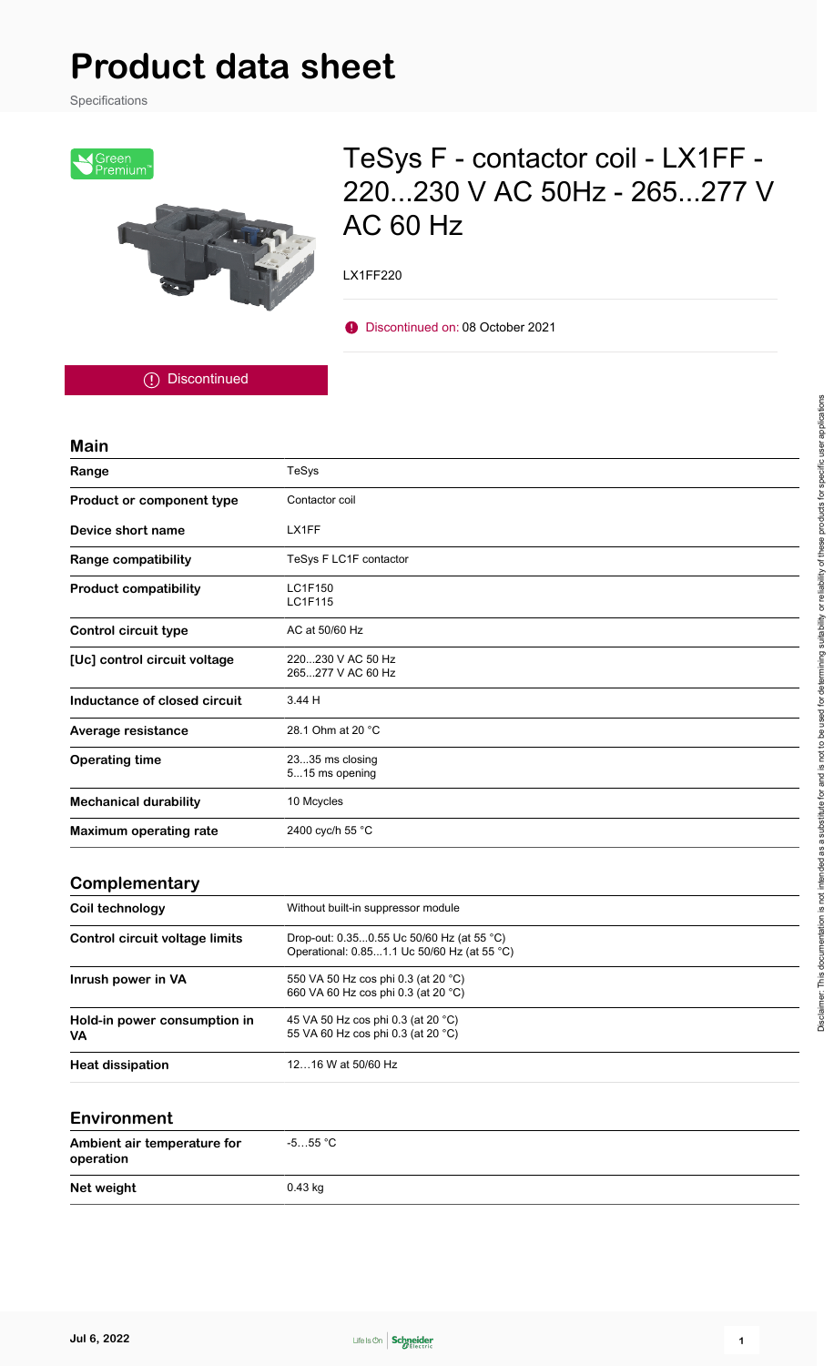# Product data sheet

Specifications

## TeSys F - contactor coil - LX1FF - 220...230 V AC 50Hz - 265...277 V AC 60 Hz

LX1FF220

Discontinued on: 08 October 2021

Discontinued

### Main

| | |
|---|---|
| **Range** | TeSys |
| **Product or component type** | Contactor coil |
| **Device short name** | LX1FF |
| **Range compatibility** | TeSys F LC1F contactor |
| **Product compatibility** | LC1F150<br>LC1F115 |
| **Control circuit type** | AC at 50/60 Hz |
| **[Uc] control circuit voltage** | 220...230 V AC 50 Hz<br>265...277 V AC 60 Hz |
| **Inductance of closed circuit** | 3.44 H |
| **Average resistance** | 28.1 Ohm at 20 °C |
| **Operating time** | 23...35 ms closing<br>5...15 ms opening |
| **Mechanical durability** | 10 Mcycles |
| **Maximum operating rate** | 2400 cyc/h 55 °C |

### Complementary

| | |
|---|---|
| **Coil technology** | Without built-in suppressor module |
| **Control circuit voltage limits** | Drop-out: 0.35...0.55 Uc 50/60 Hz (at 55 °C)<br>Operational: 0.85...1.1 Uc 50/60 Hz (at 55 °C) |
| **Inrush power in VA** | 550 VA 50 Hz cos phi 0.3 (at 20 °C)<br>660 VA 60 Hz cos phi 0.3 (at 20 °C) |
| **Hold-in power consumption in VA** | 45 VA 50 Hz cos phi 0.3 (at 20 °C)<br>55 VA 60 Hz cos phi 0.3 (at 20 °C) |
| **Heat dissipation** | 12…16 W at 50/60 Hz |

### Environment

| | |
|---|---|
| **Ambient air temperature for operation** | -5…55 °C |
| **Net weight** | 0.43 kg |

Disclaimer: This documentation is not intended as a substitute for and is not to be used for determining suitability or reliability of these products for specific user applications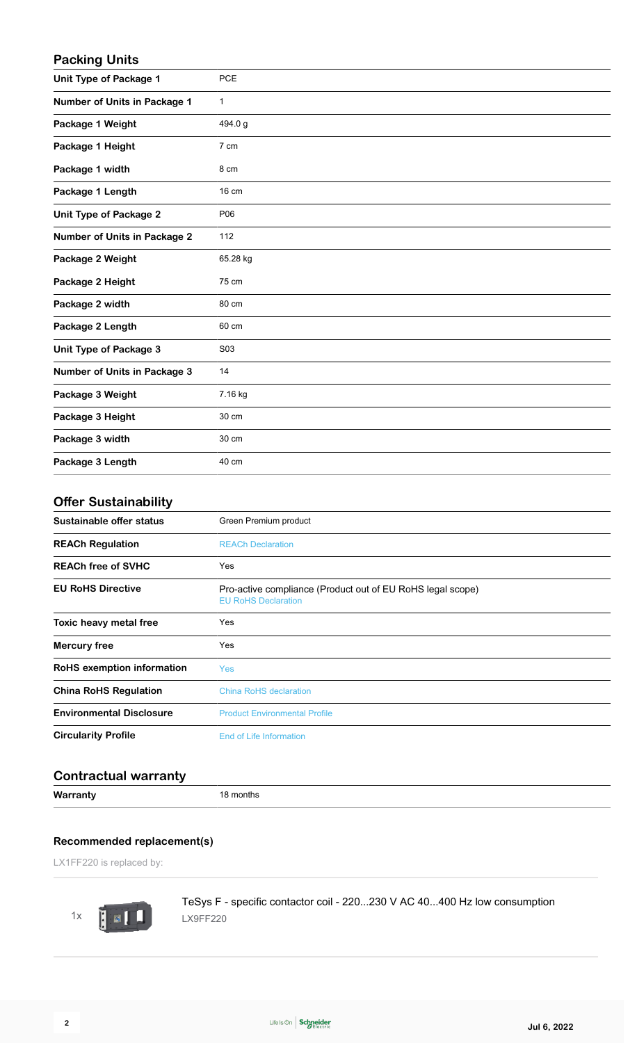## Packing Units

| | |
|---|---|
| **Unit Type of Package 1** | PCE |
| **Number of Units in Package 1** | 1 |
| **Package 1 Weight** | 494.0 g |
| **Package 1 Height** | 7 cm |
| **Package 1 width** | 8 cm |
| **Package 1 Length** | 16 cm |
| **Unit Type of Package 2** | P06 |
| **Number of Units in Package 2** | 112 |
| **Package 2 Weight** | 65.28 kg |
| **Package 2 Height** | 75 cm |
| **Package 2 width** | 80 cm |
| **Package 2 Length** | 60 cm |
| **Unit Type of Package 3** | S03 |
| **Number of Units in Package 3** | 14 |
| **Package 3 Weight** | 7.16 kg |
| **Package 3 Height** | 30 cm |
| **Package 3 width** | 30 cm |
| **Package 3 Length** | 40 cm |

## Offer Sustainability

| | |
|---|---|
| **Sustainable offer status** | Green Premium product |
| **REACh Regulation** | REACh Declaration |
| **REACh free of SVHC** | Yes |
| **EU RoHS Directive** | Pro-active compliance (Product out of EU RoHS legal scope) EU RoHS Declaration |
| **Toxic heavy metal free** | Yes |
| **Mercury free** | Yes |
| **RoHS exemption information** | Yes |
| **China RoHS Regulation** | China RoHS declaration |
| **Environmental Disclosure** | Product Environmental Profile |
| **Circularity Profile** | End of Life Information |

## Contractual warranty

| | |
|---|---|
| **Warranty** | 18 months |

### Recommended replacement(s)

LX1FF220 is replaced by:

1x

TeSys F - specific contactor coil - 220...230 V AC 40...400 Hz low consumption
LX9FF220